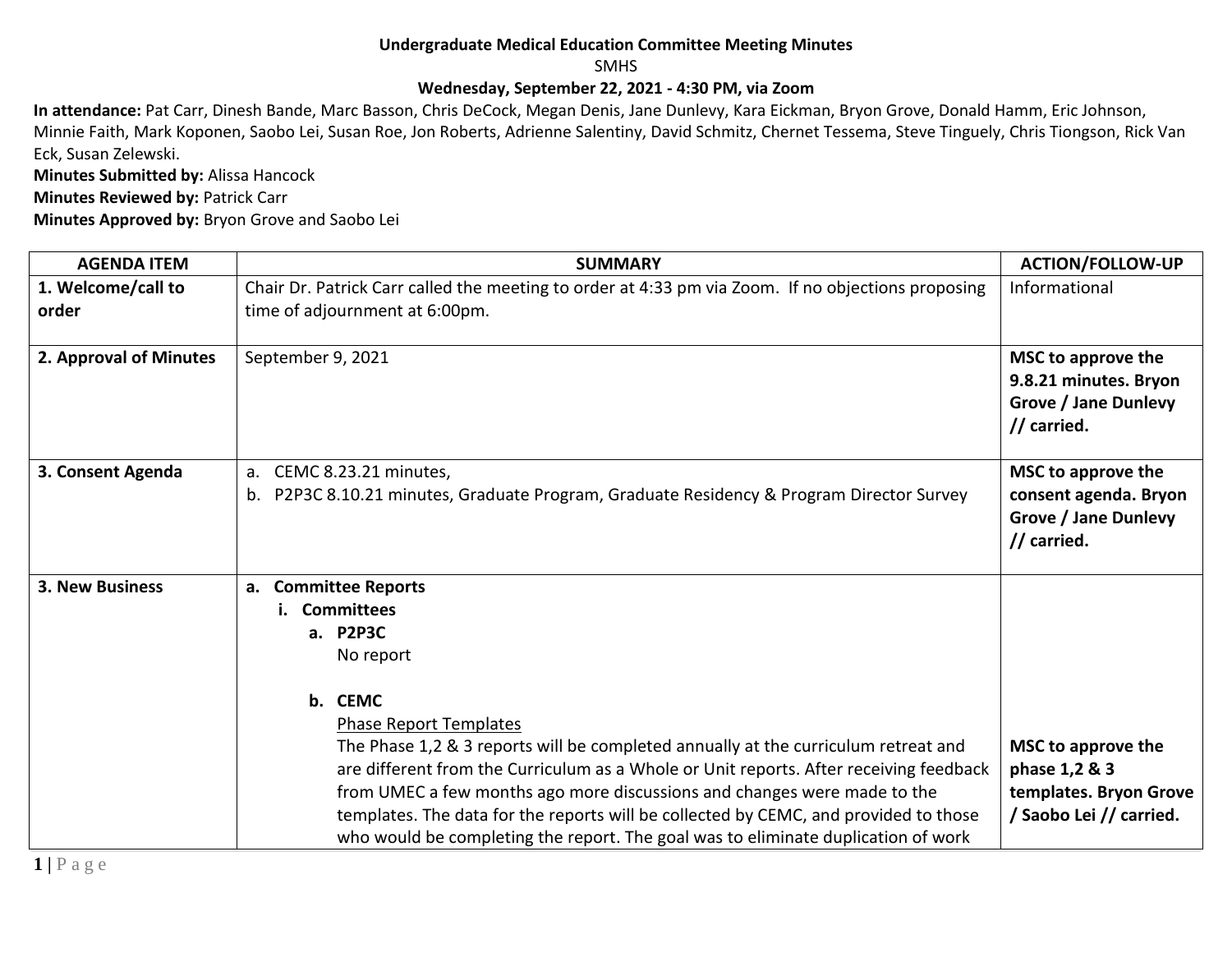**Undergraduate Medical Education Committee Meeting Minutes**

SMHS

**Wednesday, September 22, 2021 - 4:30 PM, via Zoom**

**In attendance:** Pat Carr, Dinesh Bande, Marc Basson, Chris DeCock, Megan Denis, Jane Dunlevy, Kara Eickman, Bryon Grove, Donald Hamm, Eric Johnson, Minnie Faith, Mark Koponen, Saobo Lei, Susan Roe, Jon Roberts, Adrienne Salentiny, David Schmitz, Chernet Tessema, Steve Tinguely, Chris Tiongson, Rick Van Eck, Susan Zelewski.

**Minutes Submitted by:** Alissa Hancock

**Minutes Reviewed by:** Patrick Carr

**Minutes Approved by:** Bryon Grove and Saobo Lei

| AGENDA ITEM | SUMMARY | ACTION/FOLLOW-UP |
|---|---|---|
| **1. Welcome/call to order** | Chair Dr. Patrick Carr called the meeting to order at 4:33 pm via Zoom. If no objections proposing time of adjournment at 6:00pm. | Informational |
| **2. Approval of Minutes** | September 9, 2021 | **MSC to approve the 9.8.21 minutes. Bryon Grove / Jane Dunlevy // carried.** |
| **3. Consent Agenda** | a. CEMC 8.23.21 minutes,<br>b. P2P3C 8.10.21 minutes, Graduate Program, Graduate Residency & Program Director Survey | **MSC to approve the consent agenda. Bryon Grove / Jane Dunlevy // carried.** |
| **3. New Business** | **a. Committee Reports**<br>**i. Committees**<br>**a. P2P3C**<br>No report<br><br>**b. CEMC**<br><u>Phase Report Templates</u><br>The Phase 1,2 & 3 reports will be completed annually at the curriculum retreat and are different from the Curriculum as a Whole or Unit reports. After receiving feedback from UMEC a few months ago more discussions and changes were made to the templates. The data for the reports will be collected by CEMC, and provided to those who would be completing the report. The goal was to eliminate duplication of work | **MSC to approve the phase 1,2 & 3 templates. Bryon Grove / Saobo Lei // carried.** |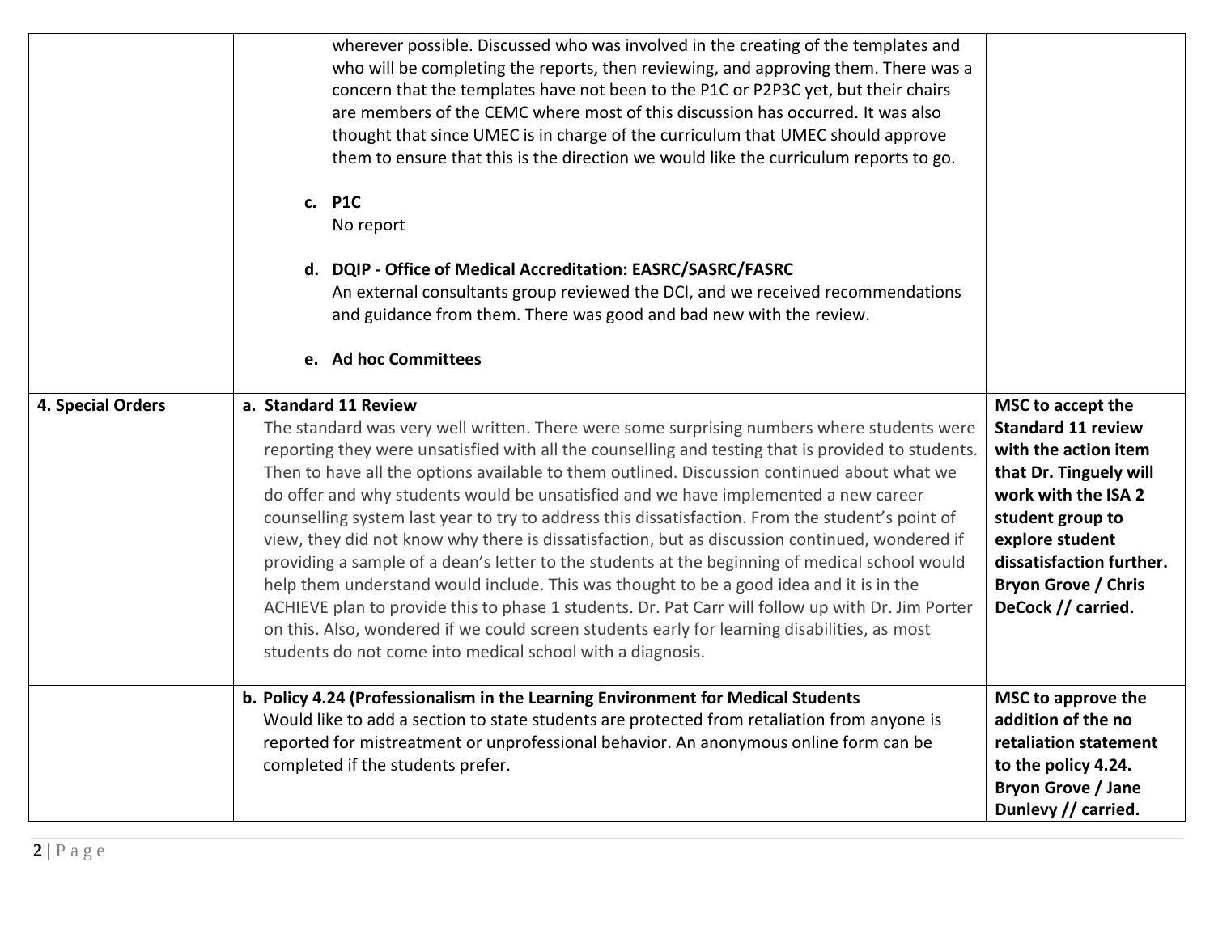| | | |
|---|---|---|
| | wherever possible. Discussed who was involved in the creating of the templates and who will be completing the reports, then reviewing, and approving them. There was a concern that the templates have not been to the P1C or P2P3C yet, but their chairs are members of the CEMC where most of this discussion has occurred. It was also thought that since UMEC is in charge of the curriculum that UMEC should approve them to ensure that this is the direction we would like the curriculum reports to go.<br><br>**c. P1C**<br>No report<br><br>**d. DQIP - Office of Medical Accreditation: EASRC/SASRC/FASRC**<br>An external consultants group reviewed the DCI, and we received recommendations and guidance from them. There was good and bad new with the review.<br><br>**e. Ad hoc Committees** | |
| **4. Special Orders** | **a. Standard 11 Review**<br>The standard was very well written. There were some surprising numbers where students were reporting they were unsatisfied with all the counselling and testing that is provided to students. Then to have all the options available to them outlined. Discussion continued about what we do offer and why students would be unsatisfied and we have implemented a new career counselling system last year to try to address this dissatisfaction. From the student's point of view, they did not know why there is dissatisfaction, but as discussion continued, wondered if providing a sample of a dean's letter to the students at the beginning of medical school would help them understand would include. This was thought to be a good idea and it is in the ACHIEVE plan to provide this to phase 1 students. Dr. Pat Carr will follow up with Dr. Jim Porter on this. Also, wondered if we could screen students early for learning disabilities, as most students do not come into medical school with a diagnosis. | **MSC to accept the Standard 11 review with the action item that Dr. Tinguely will work with the ISA 2 student group to explore student dissatisfaction further. Bryon Grove / Chris DeCock // carried.** |
| | **b. Policy 4.24 (Professionalism in the Learning Environment for Medical Students**<br>Would like to add a section to state students are protected from retaliation from anyone is reported for mistreatment or unprofessional behavior. An anonymous online form can be completed if the students prefer. | **MSC to approve the addition of the no retaliation statement to the policy 4.24. Bryon Grove / Jane Dunlevy // carried.** |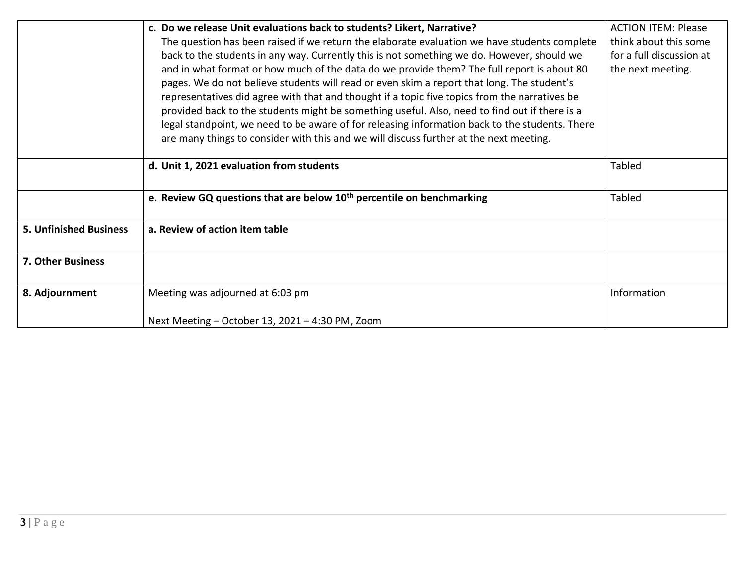| | | |
|---|---|---|
| | **c. Do we release Unit evaluations back to students? Likert, Narrative?** The question has been raised if we return the elaborate evaluation we have students complete back to the students in any way. Currently this is not something we do. However, should we and in what format or how much of the data do we provide them? The full report is about 80 pages. We do not believe students will read or even skim a report that long. The student's representatives did agree with that and thought if a topic five topics from the narratives be provided back to the students might be something useful. Also, need to find out if there is a legal standpoint, we need to be aware of for releasing information back to the students. There are many things to consider with this and we will discuss further at the next meeting. | ACTION ITEM: Please think about this some for a full discussion at the next meeting. |
| | **d. Unit 1, 2021 evaluation from students** | Tabled |
| | **e. Review GQ questions that are below 10th percentile on benchmarking** | Tabled |
| **5. Unfinished Business** | **a. Review of action item table** | |
| **7. Other Business** | | |
| **8. Adjournment** | Meeting was adjourned at 6:03 pm<br><br>Next Meeting – October 13, 2021 – 4:30 PM, Zoom | Information |